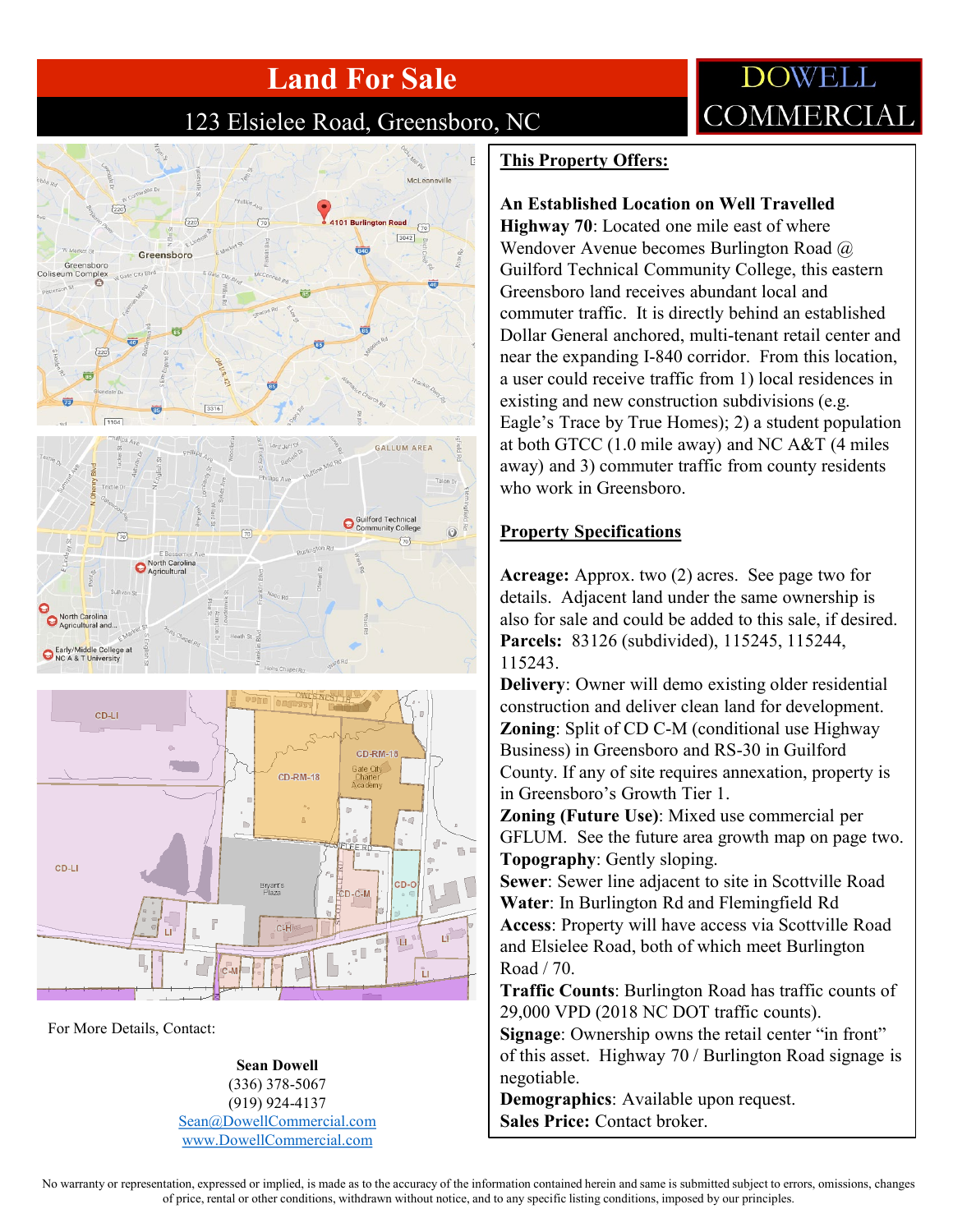# Land For Sale

## 123 Elsielee Road, Greensboro, NC

DOWELL COMMERCIAL

### This Property Offers:

**An Established Location on Well Travelled Highway 70**: Located one mile east of where Wendover Avenue becomes Burlington Road @ Guilford Technical Community College, this eastern Greensboro land receives abundant local and commuter traffic. It is directly behind an established Dollar General anchored, multi-tenant retail center and near the expanding I-840 corridor. From this location, a user could receive traffic from 1) local residences in existing and new construction subdivisions (e.g. Eagle's Trace by True Homes); 2) a student population at both GTCC (1.0 mile away) and NC A&T (4 miles away) and 3) commuter traffic from county residents who work in Greensboro.

### Property Specifications

**Acreage:** Approx. two (2) acres. See page two for details. Adjacent land under the same ownership is also for sale and could be added to this sale, if desired.
**Parcels:** 83126 (subdivided), 115245, 115244, 115243.
**Delivery**: Owner will demo existing older residential construction and deliver clean land for development.
**Zoning**: Split of CD C-M (conditional use Highway Business) in Greensboro and RS-30 in Guilford County. If any of site requires annexation, property is in Greensboro's Growth Tier 1.
**Zoning (Future Use)**: Mixed use commercial per GFLUM. See the future area growth map on page two.
**Topography**: Gently sloping.
**Sewer**: Sewer line adjacent to site in Scottville Road
**Water**: In Burlington Rd and Flemingfield Rd
**Access**: Property will have access via Scottville Road and Elsielee Road, both of which meet Burlington Road / 70.
**Traffic Counts**: Burlington Road has traffic counts of 29,000 VPD (2018 NC DOT traffic counts).
**Signage**: Ownership owns the retail center "in front" of this asset. Highway 70 / Burlington Road signage is negotiable.
**Demographics**: Available upon request.
**Sales Price:** Contact broker.

For More Details, Contact:

**Sean Dowell**
(336) 378-5067
(919) 924-4137
Sean@DowellCommercial.com
www.DowellCommercial.com

No warranty or representation, expressed or implied, is made as to the accuracy of the information contained herein and same is submitted subject to errors, omissions, changes of price, rental or other conditions, withdrawn without notice, and to any specific listing conditions, imposed by our principles.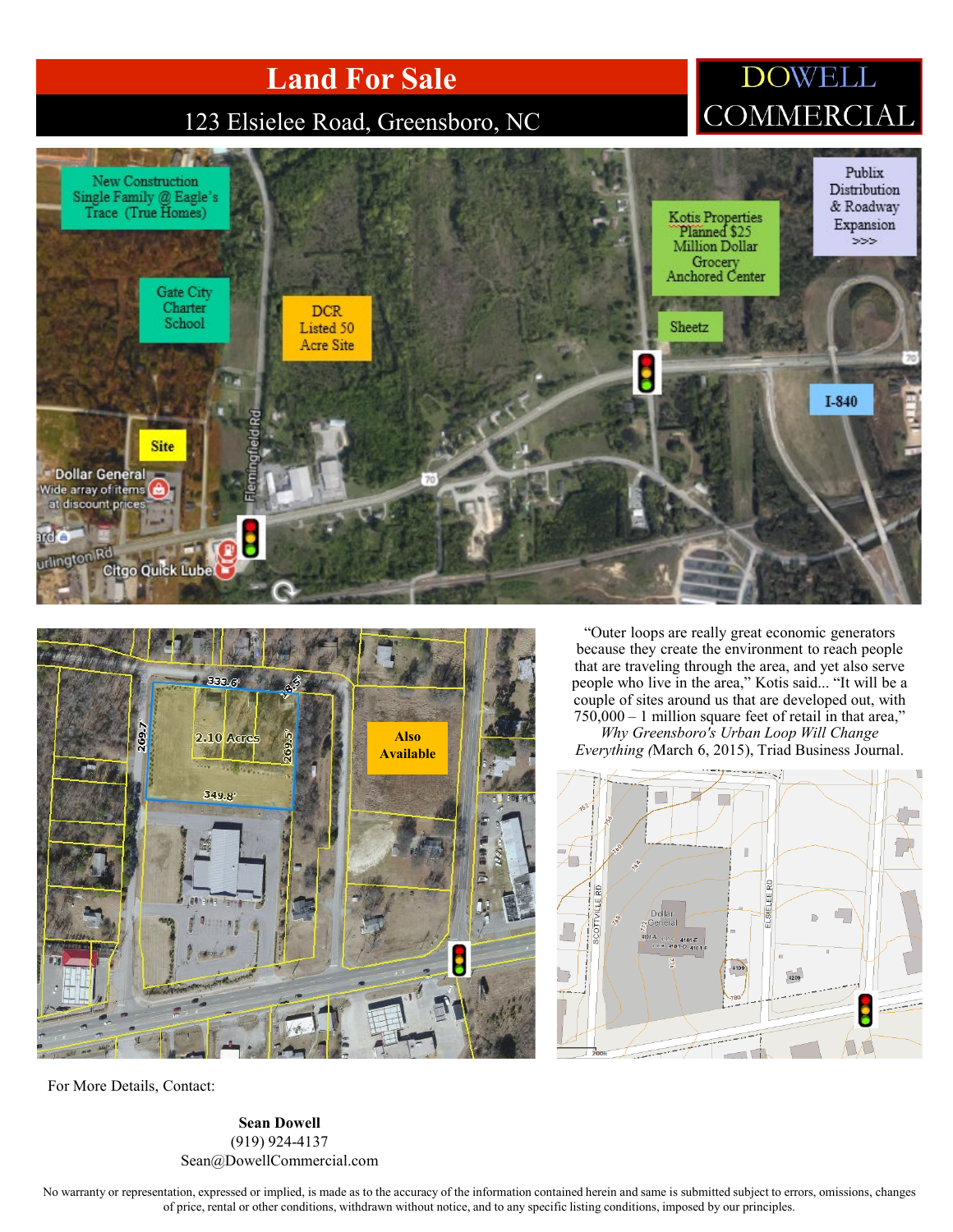# Land For Sale

## 123 Elsielee Road, Greensboro, NC

**DOWELL COMMERCIAL**

New Construction Single Family @ Eagle's Trace (True Homes)

Gate City Charter School

DCR Listed 50 Acre Site

Kotis Properties Planned $25 Million Dollar Grocery Anchored Center

Publix Distribution & Roadway Expansion >>>

Sheetz

I-840

Site

Dollar General

Citgo Quick Lube

2.10 Acres

Also Available

"Outer loops are really great economic generators because they create the environment to reach people that are traveling through the area, and yet also serve people who live in the area," Kotis said... "It will be a couple of sites around us that are developed out, with 750,000 – 1 million square feet of retail in that area," *Why Greensboro's Urban Loop Will Change Everything* (March 6, 2015), Triad Business Journal.

For More Details, Contact:

**Sean Dowell**
(919) 924-4137
Sean@DowellCommercial.com

No warranty or representation, expressed or implied, is made as to the accuracy of the information contained herein and same is submitted subject to errors, omissions, changes of price, rental or other conditions, withdrawn without notice, and to any specific listing conditions, imposed by our principles.